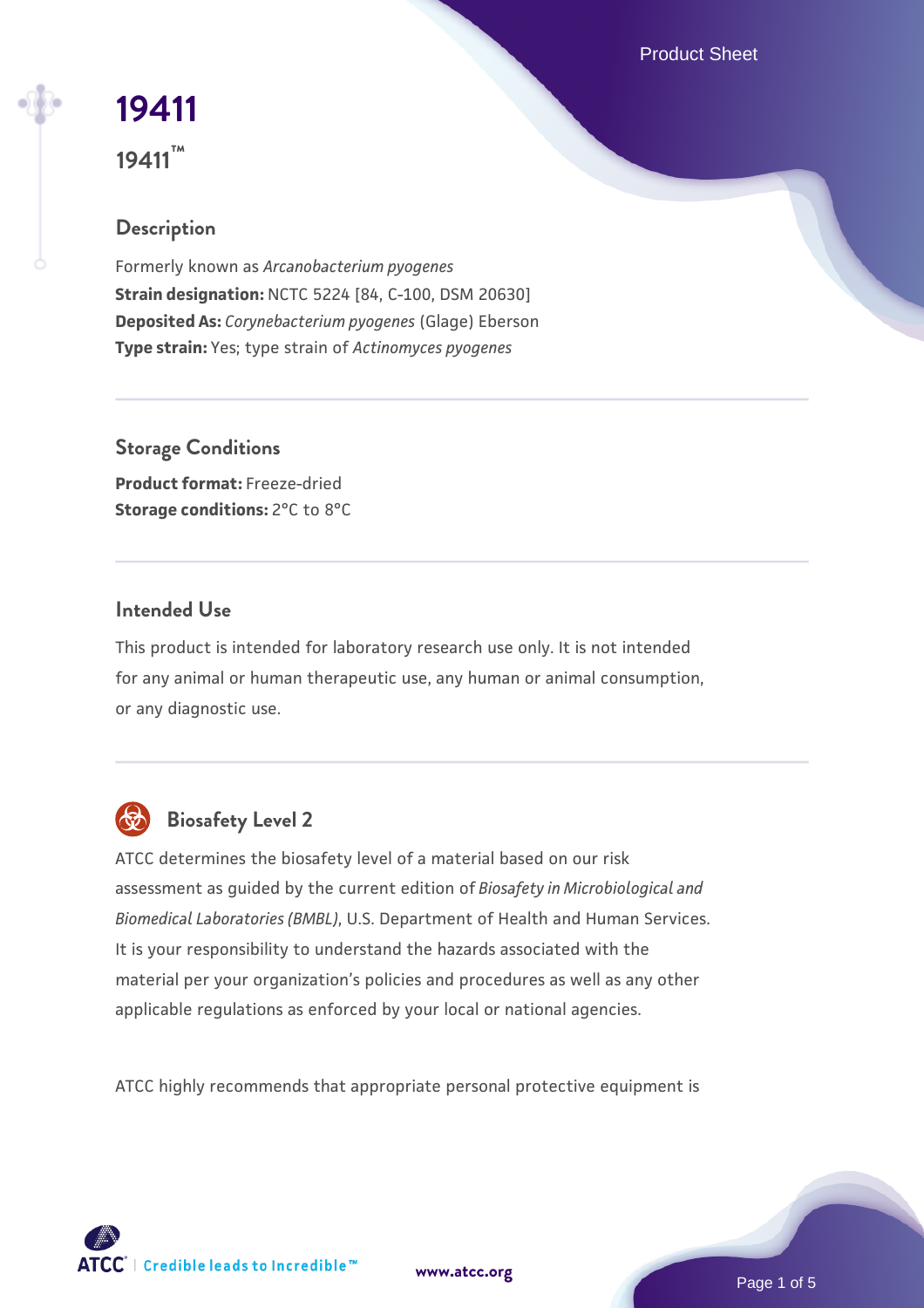# 19411

## 19411™

### Description

Formerly known as *Arcanobacterium pyogenes*
**Strain designation:** NCTC 5224 [84, C-100, DSM 20630]
**Deposited As:** *Corynebacterium pyogenes* (Glage) Eberson
**Type strain:** Yes; type strain of *Actinomyces pyogenes*

### Storage Conditions

**Product format:** Freeze-dried
**Storage conditions:** 2°C to 8°C

### Intended Use

This product is intended for laboratory research use only. It is not intended for any animal or human therapeutic use, any human or animal consumption, or any diagnostic use.

### Biosafety Level 2

ATCC determines the biosafety level of a material based on our risk assessment as guided by the current edition of *Biosafety in Microbiological and Biomedical Laboratories (BMBL)*, U.S. Department of Health and Human Services. It is your responsibility to understand the hazards associated with the material per your organization's policies and procedures as well as any other applicable regulations as enforced by your local or national agencies.

ATCC highly recommends that appropriate personal protective equipment is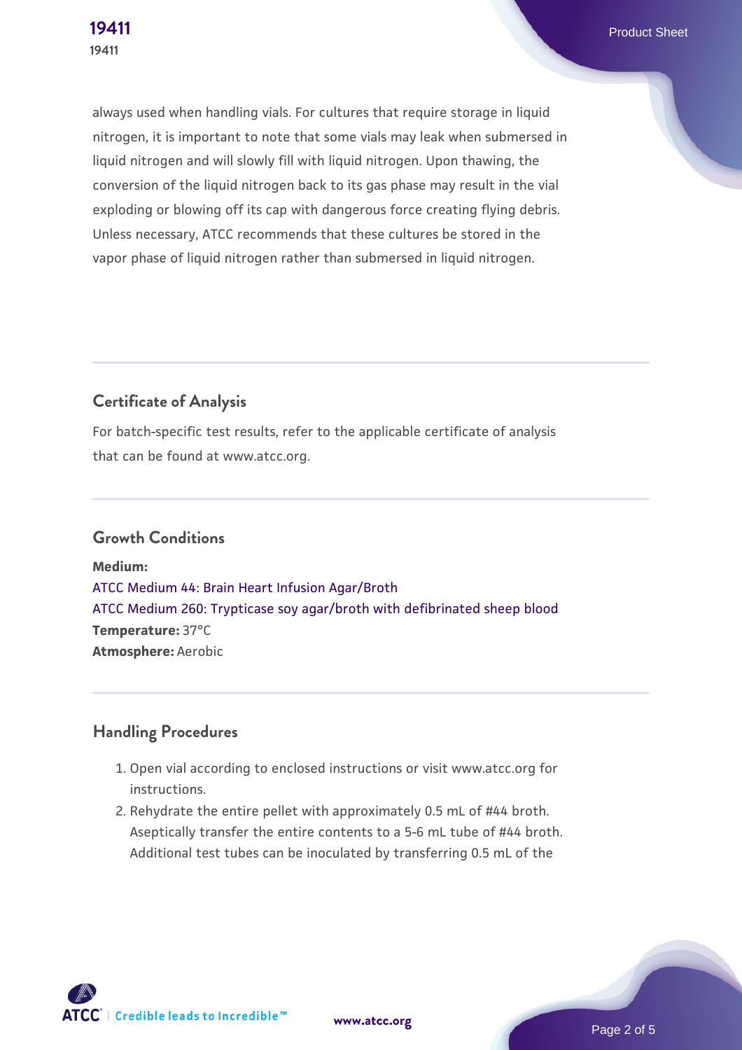always used when handling vials. For cultures that require storage in liquid nitrogen, it is important to note that some vials may leak when submersed in liquid nitrogen and will slowly fill with liquid nitrogen. Upon thawing, the conversion of the liquid nitrogen back to its gas phase may result in the vial exploding or blowing off its cap with dangerous force creating flying debris. Unless necessary, ATCC recommends that these cultures be stored in the vapor phase of liquid nitrogen rather than submersed in liquid nitrogen.

## Certificate of Analysis

For batch-specific test results, refer to the applicable certificate of analysis that can be found at www.atcc.org.

## Growth Conditions

**Medium:**
ATCC Medium 44: Brain Heart Infusion Agar/Broth
ATCC Medium 260: Trypticase soy agar/broth with defibrinated sheep blood
**Temperature:** 37°C
**Atmosphere:** Aerobic

## Handling Procedures

1. Open vial according to enclosed instructions or visit www.atcc.org for instructions.
2. Rehydrate the entire pellet with approximately 0.5 mL of #44 broth. Aseptically transfer the entire contents to a 5-6 mL tube of #44 broth. Additional test tubes can be inoculated by transferring 0.5 mL of the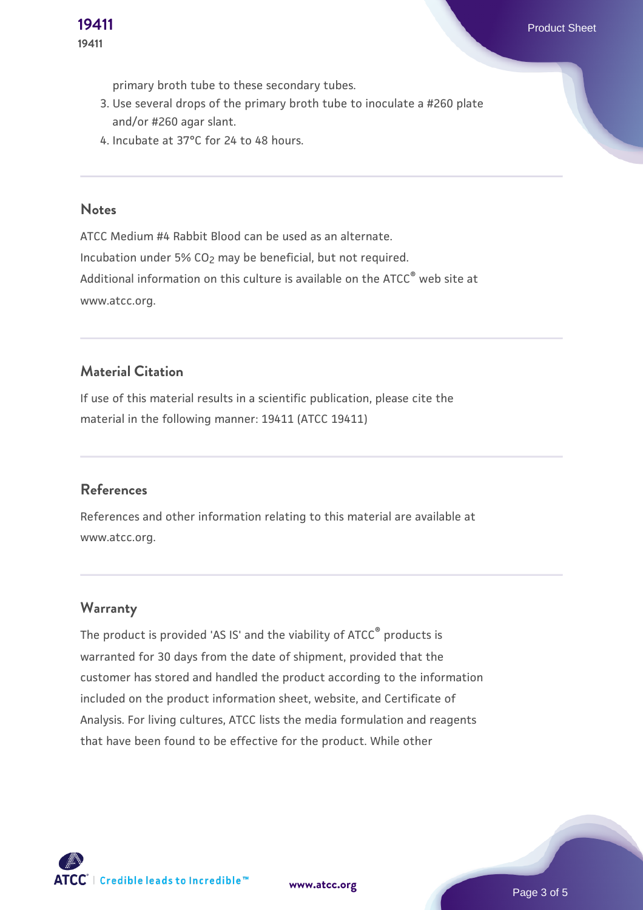primary broth tube to these secondary tubes.

3. Use several drops of the primary broth tube to inoculate a #260 plate and/or #260 agar slant.
4. Incubate at 37°C for 24 to 48 hours.

## Notes

ATCC Medium #4 Rabbit Blood can be used as an alternate.
Incubation under 5% $CO_2$ may be beneficial, but not required.
Additional information on this culture is available on the ATCC® web site at www.atcc.org.

## Material Citation

If use of this material results in a scientific publication, please cite the material in the following manner: 19411 (ATCC 19411)

## References

References and other information relating to this material are available at www.atcc.org.

## Warranty

The product is provided 'AS IS' and the viability of ATCC® products is warranted for 30 days from the date of shipment, provided that the customer has stored and handled the product according to the information included on the product information sheet, website, and Certificate of Analysis. For living cultures, ATCC lists the media formulation and reagents that have been found to be effective for the product. While other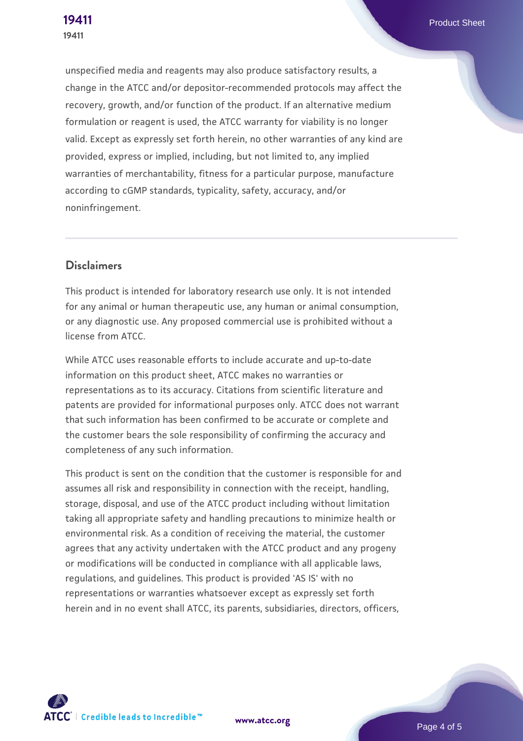unspecified media and reagents may also produce satisfactory results, a change in the ATCC and/or depositor-recommended protocols may affect the recovery, growth, and/or function of the product. If an alternative medium formulation or reagent is used, the ATCC warranty for viability is no longer valid. Except as expressly set forth herein, no other warranties of any kind are provided, express or implied, including, but not limited to, any implied warranties of merchantability, fitness for a particular purpose, manufacture according to cGMP standards, typicality, safety, accuracy, and/or noninfringement.

## Disclaimers

This product is intended for laboratory research use only. It is not intended for any animal or human therapeutic use, any human or animal consumption, or any diagnostic use. Any proposed commercial use is prohibited without a license from ATCC.

While ATCC uses reasonable efforts to include accurate and up-to-date information on this product sheet, ATCC makes no warranties or representations as to its accuracy. Citations from scientific literature and patents are provided for informational purposes only. ATCC does not warrant that such information has been confirmed to be accurate or complete and the customer bears the sole responsibility of confirming the accuracy and completeness of any such information.

This product is sent on the condition that the customer is responsible for and assumes all risk and responsibility in connection with the receipt, handling, storage, disposal, and use of the ATCC product including without limitation taking all appropriate safety and handling precautions to minimize health or environmental risk. As a condition of receiving the material, the customer agrees that any activity undertaken with the ATCC product and any progeny or modifications will be conducted in compliance with all applicable laws, regulations, and guidelines. This product is provided 'AS IS' with no representations or warranties whatsoever except as expressly set forth herein and in no event shall ATCC, its parents, subsidiaries, directors, officers,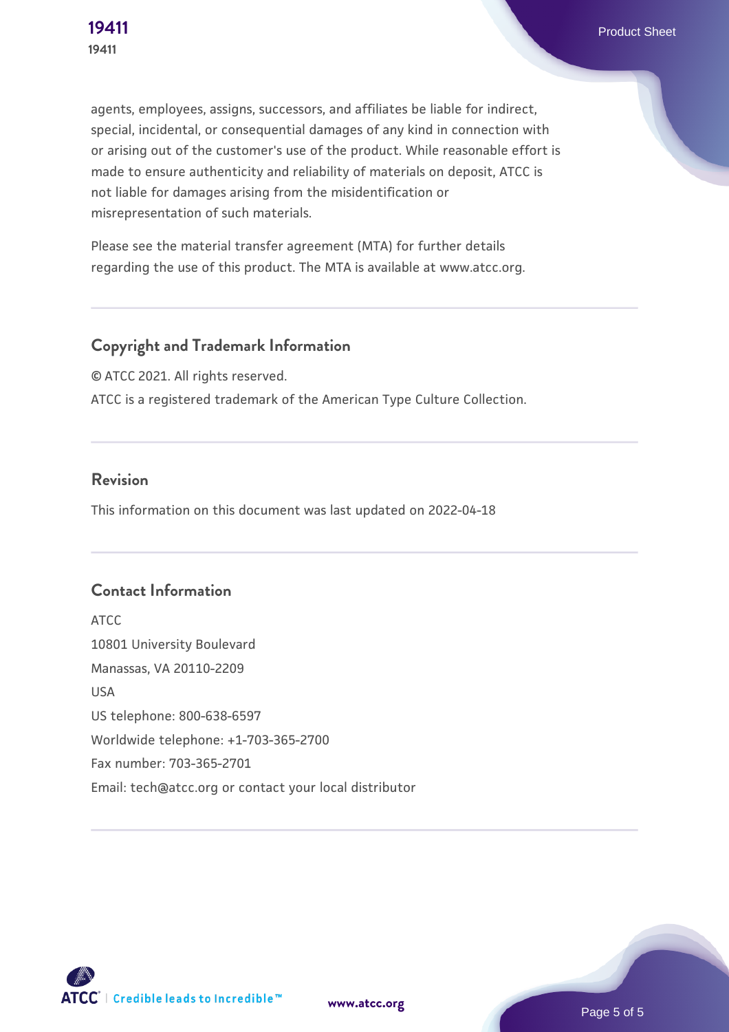agents, employees, assigns, successors, and affiliates be liable for indirect, special, incidental, or consequential damages of any kind in connection with or arising out of the customer's use of the product. While reasonable effort is made to ensure authenticity and reliability of materials on deposit, ATCC is not liable for damages arising from the misidentification or misrepresentation of such materials.

Please see the material transfer agreement (MTA) for further details regarding the use of this product. The MTA is available at www.atcc.org.

## Copyright and Trademark Information

© ATCC 2021. All rights reserved.

ATCC is a registered trademark of the American Type Culture Collection.

## Revision

This information on this document was last updated on 2022-04-18

## Contact Information

ATCC
10801 University Boulevard
Manassas, VA 20110-2209
USA
US telephone: 800-638-6597
Worldwide telephone: +1-703-365-2700
Fax number: 703-365-2701
Email: tech@atcc.org or contact your local distributor